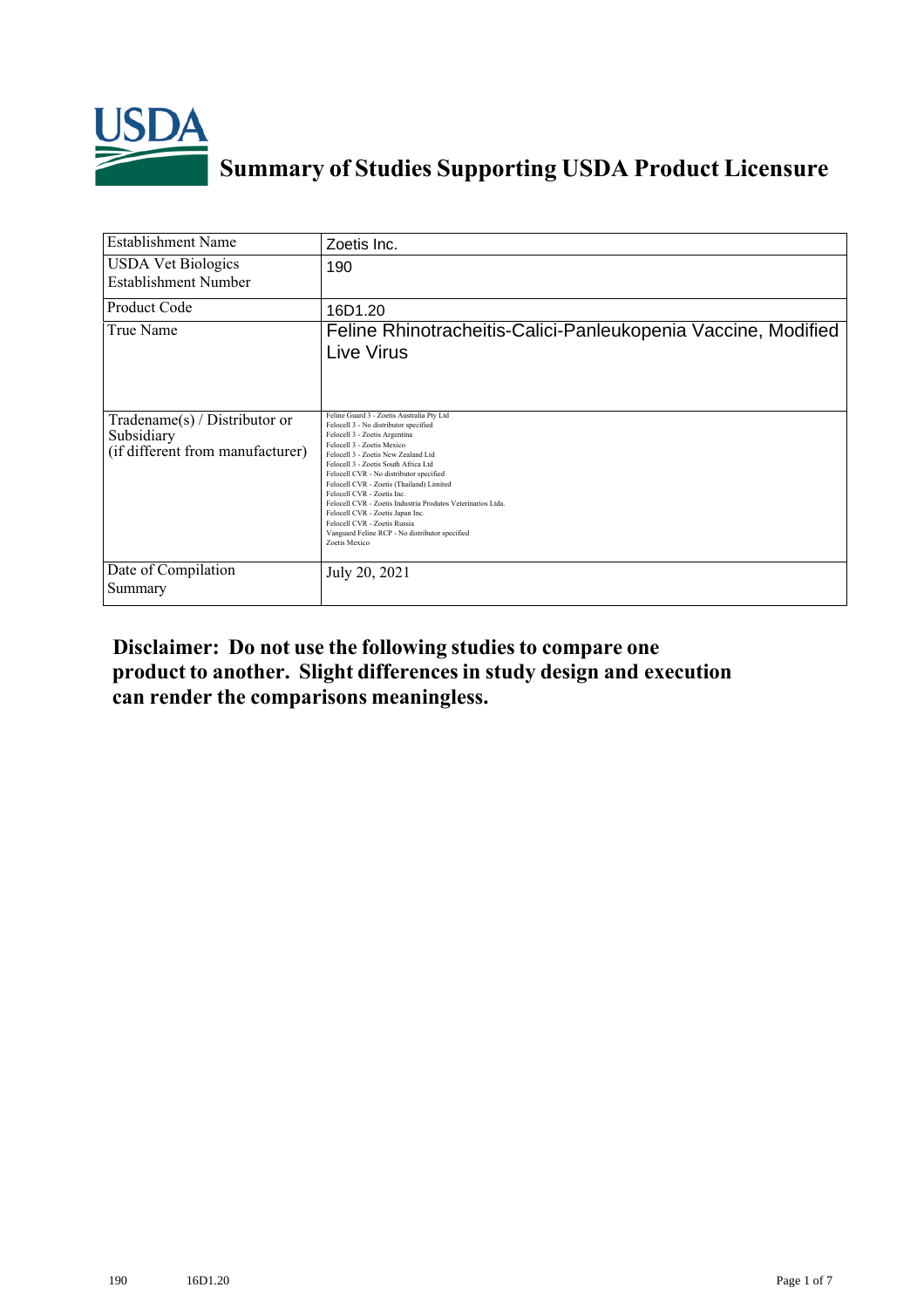# Summary of Studies Supporting USDA Product Licensure

| Establishment Name | Zoetis Inc. |
|---|---|
| USDA Vet Biologics Establishment Number | 190 |
| Product Code | 16D1.20 |
| True Name | Feline Rhinotracheitis-Calici-Panleukopenia Vaccine, Modified Live Virus |
| Tradename(s) / Distributor or Subsidiary (if different from manufacturer) | Feline Guard 3 - Zoetis Australia Pty Ltd<br>Felocell 3 - No distributor specified<br>Felocell 3 - Zoetis Argentina<br>Felocell 3 - Zoetis Mexico<br>Felocell 3 - Zoetis New Zealand Ltd<br>Felocell 3 - Zoetis South Africa Ltd<br>Felocell CVR - No distributor specified<br>Felocell CVR - Zoetis (Thailand) Limited<br>Felocell CVR - Zoetis Inc.<br>Felocell CVR - Zoetis Industria Produtos Veterinarios Ltda.<br>Felocell CVR - Zoetis Japan Inc.<br>Felocell CVR - Zoetis Russia<br>Vanguard Feline RCP - No distributor specified<br>Zoetis Mexico |
| Date of Compilation Summary | July 20, 2021 |

**Disclaimer: Do not use the following studies to compare one product to another. Slight differences in study design and execution can render the comparisons meaningless.**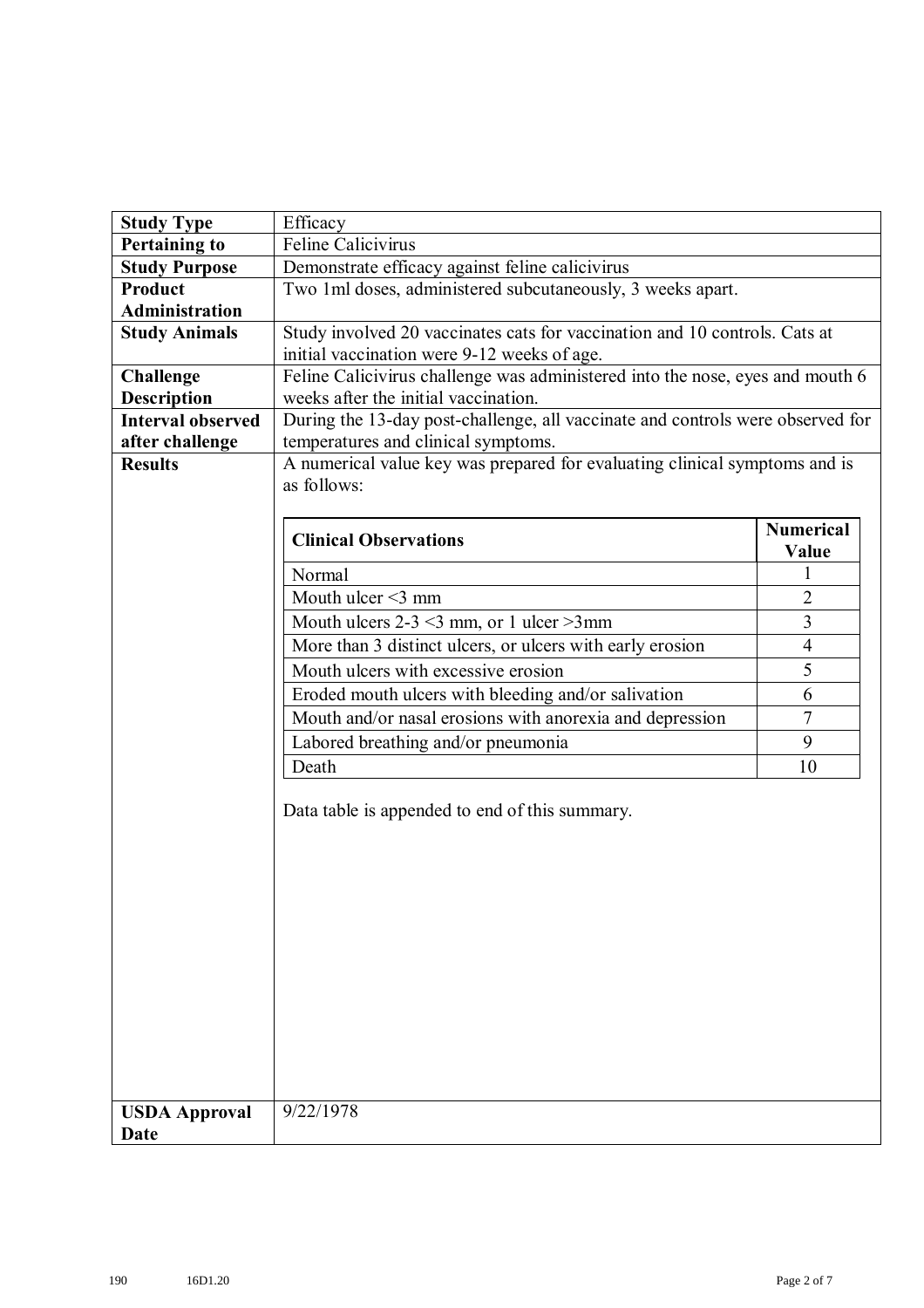| | |
|---|---|
| **Study Type** | Efficacy |
| **Pertaining to** | Feline Calicivirus |
| **Study Purpose** | Demonstrate efficacy against feline calicivirus |
| **Product Administration** | Two 1ml doses, administered subcutaneously, 3 weeks apart. |
| **Study Animals** | Study involved 20 vaccinates cats for vaccination and 10 controls. Cats at initial vaccination were 9-12 weeks of age. |
| **Challenge Description** | Feline Calicivirus challenge was administered into the nose, eyes and mouth 6 weeks after the initial vaccination. |
| **Interval observed after challenge** | During the 13-day post-challenge, all vaccinate and controls were observed for temperatures and clinical symptoms. |
| **Results** | A numerical value key was prepared for evaluating clinical symptoms and is as follows: (see table below) Data table is appended to end of this summary. |
| **USDA Approval Date** | 9/22/1978 |

| Clinical Observations | Numerical Value |
|---|---|
| Normal | 1 |
| Mouth ulcer <3 mm | 2 |
| Mouth ulcers 2-3 <3 mm, or 1 ulcer >3mm | 3 |
| More than 3 distinct ulcers, or ulcers with early erosion | 4 |
| Mouth ulcers with excessive erosion | 5 |
| Eroded mouth ulcers with bleeding and/or salivation | 6 |
| Mouth and/or nasal erosions with anorexia and depression | 7 |
| Labored breathing and/or pneumonia | 9 |
| Death | 10 |

190 16D1.20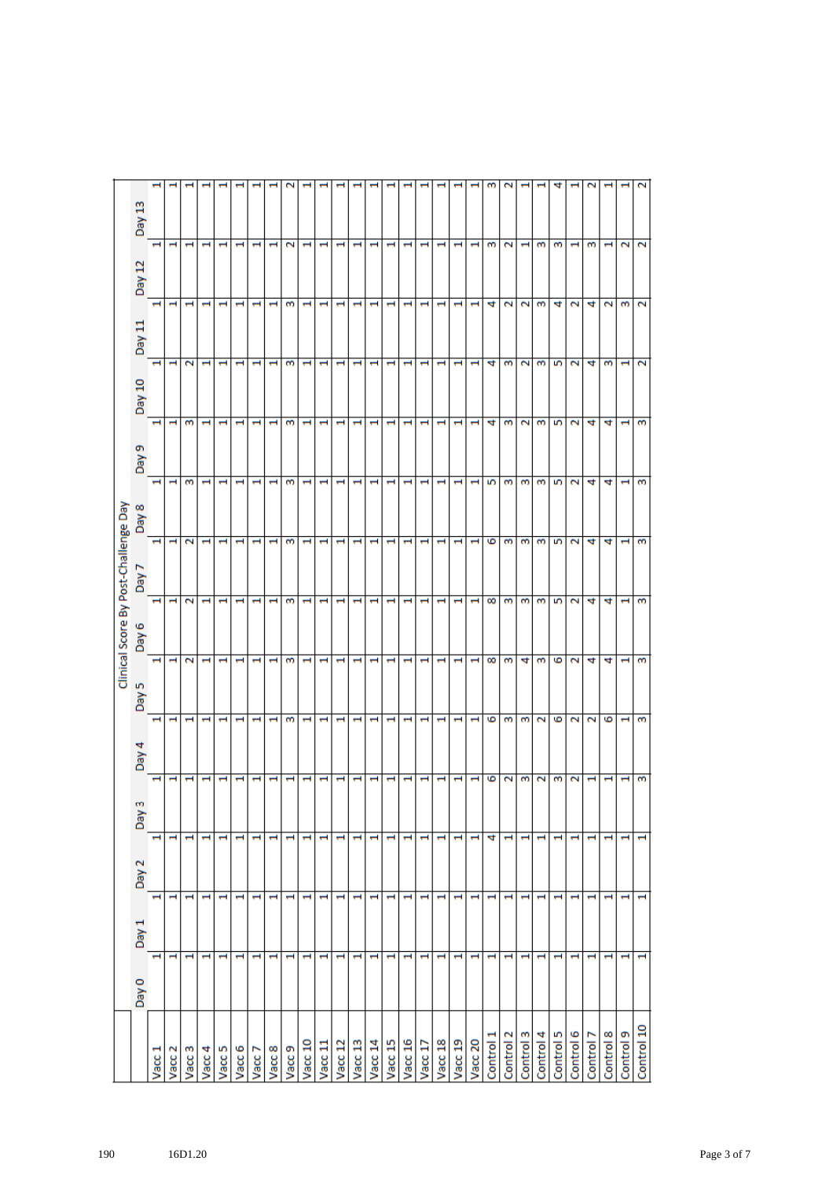|  | Clinical Score By Post-Challenge Day | | | | | | | | | | | | | |
|---|---|---|---|---|---|---|---|---|---|---|---|---|---|---|
|  | Day 0 | Day 1 | Day 2 | Day 3 | Day 4 | Day 5 | Day 6 | Day 7 | Day 8 | Day 9 | Day 10 | Day 11 | Day 12 | Day 13 |
| Vacc 1 | 1 | 1 | 1 | 1 | 1 | 1 | 1 | 1 | 1 | 1 | 1 | 1 | 1 | 1 |
| Vacc 2 | 1 | 1 | 1 | 1 | 1 | 1 | 1 | 1 | 1 | 1 | 1 | 1 | 1 | 1 |
| Vacc 3 | 1 | 1 | 1 | 1 | 1 | 2 | 2 | 2 | 3 | 3 | 2 | 1 | 1 | 1 |
| Vacc 4 | 1 | 1 | 1 | 1 | 1 | 1 | 1 | 1 | 1 | 1 | 1 | 1 | 1 | 1 |
| Vacc 5 | 1 | 1 | 1 | 1 | 1 | 1 | 1 | 1 | 1 | 1 | 1 | 1 | 1 | 1 |
| Vacc 6 | 1 | 1 | 1 | 1 | 1 | 1 | 1 | 1 | 1 | 1 | 1 | 1 | 1 | 1 |
| Vacc 7 | 1 | 1 | 1 | 1 | 1 | 1 | 1 | 1 | 1 | 1 | 1 | 1 | 1 | 1 |
| Vacc 8 | 1 | 1 | 1 | 1 | 1 | 1 | 1 | 1 | 1 | 1 | 1 | 1 | 1 | 1 |
| Vacc 9 | 1 | 1 | 1 | 1 | 3 | 3 | 3 | 3 | 3 | 3 | 3 | 3 | 2 | 2 |
| Vacc 10 | 1 | 1 | 1 | 1 | 1 | 1 | 1 | 1 | 1 | 1 | 1 | 1 | 1 | 1 |
| Vacc 11 | 1 | 1 | 1 | 1 | 1 | 1 | 1 | 1 | 1 | 1 | 1 | 1 | 1 | 1 |
| Vacc 12 | 1 | 1 | 1 | 1 | 1 | 1 | 1 | 1 | 1 | 1 | 1 | 1 | 1 | 1 |
| Vacc 13 | 1 | 1 | 1 | 1 | 1 | 1 | 1 | 1 | 1 | 1 | 1 | 1 | 1 | 1 |
| Vacc 14 | 1 | 1 | 1 | 1 | 1 | 1 | 1 | 1 | 1 | 1 | 1 | 1 | 1 | 1 |
| Vacc 15 | 1 | 1 | 1 | 1 | 1 | 1 | 1 | 1 | 1 | 1 | 1 | 1 | 1 | 1 |
| Vacc 16 | 1 | 1 | 1 | 1 | 1 | 1 | 1 | 1 | 1 | 1 | 1 | 1 | 1 | 1 |
| Vacc 17 | 1 | 1 | 1 | 1 | 1 | 1 | 1 | 1 | 1 | 1 | 1 | 1 | 1 | 1 |
| Vacc 18 | 1 | 1 | 1 | 1 | 1 | 1 | 1 | 1 | 1 | 1 | 1 | 1 | 1 | 1 |
| Vacc 19 | 1 | 1 | 1 | 1 | 1 | 1 | 1 | 1 | 1 | 1 | 1 | 1 | 1 | 1 |
| Vacc 20 | 1 | 1 | 1 | 1 | 1 | 1 | 1 | 1 | 1 | 1 | 1 | 1 | 1 | 1 |
| Control 1 | 1 | 1 | 4 | 6 | 6 | 8 | 8 | 6 | 5 | 4 | 4 | 4 | 3 | 3 |
| Control 2 | 1 | 1 | 1 | 2 | 3 | 3 | 3 | 3 | 3 | 3 | 3 | 2 | 2 | 2 |
| Control 3 | 1 | 1 | 1 | 3 | 3 | 4 | 3 | 3 | 3 | 2 | 2 | 2 | 1 | 1 |
| Control 4 | 1 | 1 | 1 | 2 | 2 | 3 | 3 | 3 | 3 | 3 | 3 | 3 | 3 | 1 |
| Control 5 | 1 | 1 | 1 | 3 | 6 | 6 | 5 | 5 | 5 | 5 | 5 | 4 | 3 | 4 |
| Control 6 | 1 | 1 | 1 | 2 | 2 | 2 | 2 | 2 | 2 | 2 | 2 | 2 | 1 | 1 |
| Control 7 | 1 | 1 | 1 | 1 | 2 | 4 | 4 | 4 | 4 | 4 | 4 | 4 | 3 | 2 |
| Control 8 | 1 | 1 | 1 | 1 | 6 | 4 | 4 | 4 | 4 | 4 | 3 | 2 | 1 | 1 |
| Control 9 | 1 | 1 | 1 | 1 | 1 | 1 | 1 | 1 | 1 | 1 | 1 | 3 | 2 | 1 |
| Control 10 | 1 | 1 | 1 | 3 | 3 | 3 | 3 | 3 | 3 | 3 | 2 | 2 | 2 | 2 |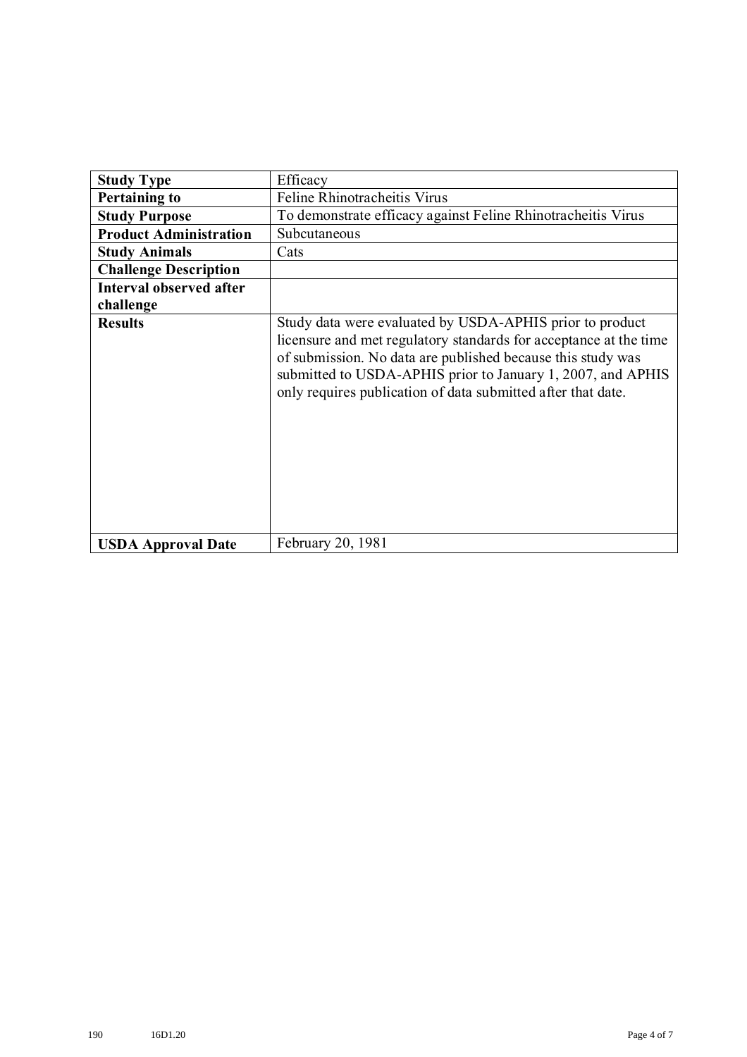| Study Type | Efficacy |
| --- | --- |
| **Pertaining to** | Feline Rhinotracheitis Virus |
| **Study Purpose** | To demonstrate efficacy against Feline Rhinotracheitis Virus |
| **Product Administration** | Subcutaneous |
| **Study Animals** | Cats |
| **Challenge Description** | |
| **Interval observed after challenge** | |
| **Results** | Study data were evaluated by USDA-APHIS prior to product licensure and met regulatory standards for acceptance at the time of submission. No data are published because this study was submitted to USDA-APHIS prior to January 1, 2007, and APHIS only requires publication of data submitted after that date. |
| **USDA Approval Date** | February 20, 1981 |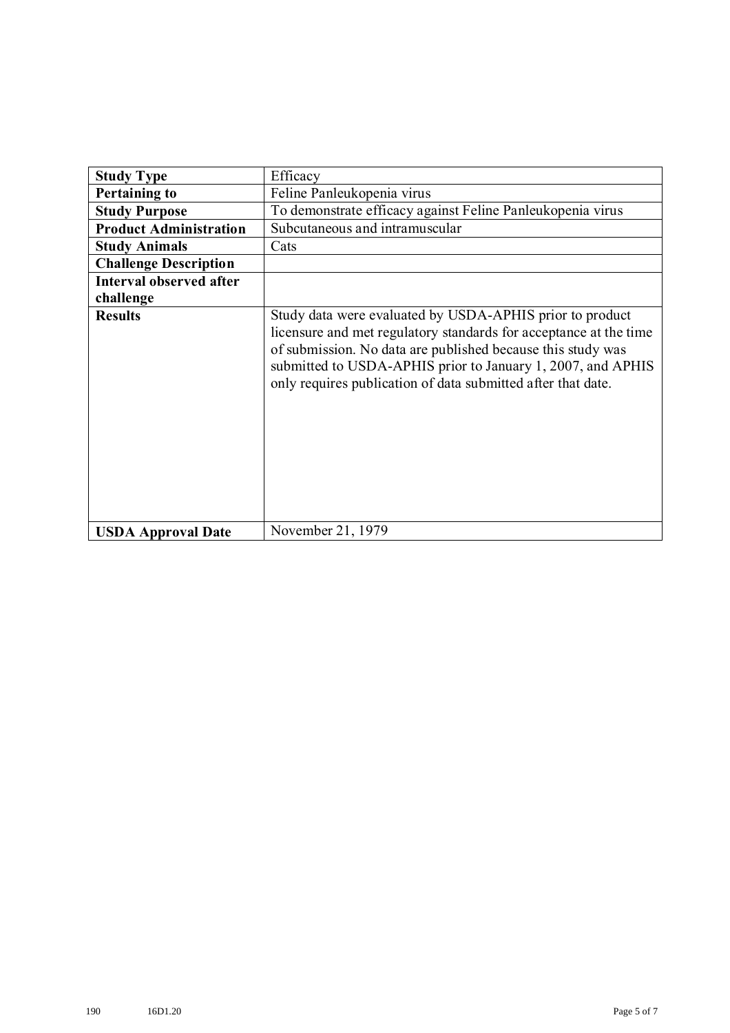| **Study Type** | Efficacy |
|---|---|
| **Pertaining to** | Feline Panleukopenia virus |
| **Study Purpose** | To demonstrate efficacy against Feline Panleukopenia virus |
| **Product Administration** | Subcutaneous and intramuscular |
| **Study Animals** | Cats |
| **Challenge Description** | |
| **Interval observed after challenge** | |
| **Results** | Study data were evaluated by USDA-APHIS prior to product licensure and met regulatory standards for acceptance at the time of submission. No data are published because this study was submitted to USDA-APHIS prior to January 1, 2007, and APHIS only requires publication of data submitted after that date. |
| **USDA Approval Date** | November 21, 1979 |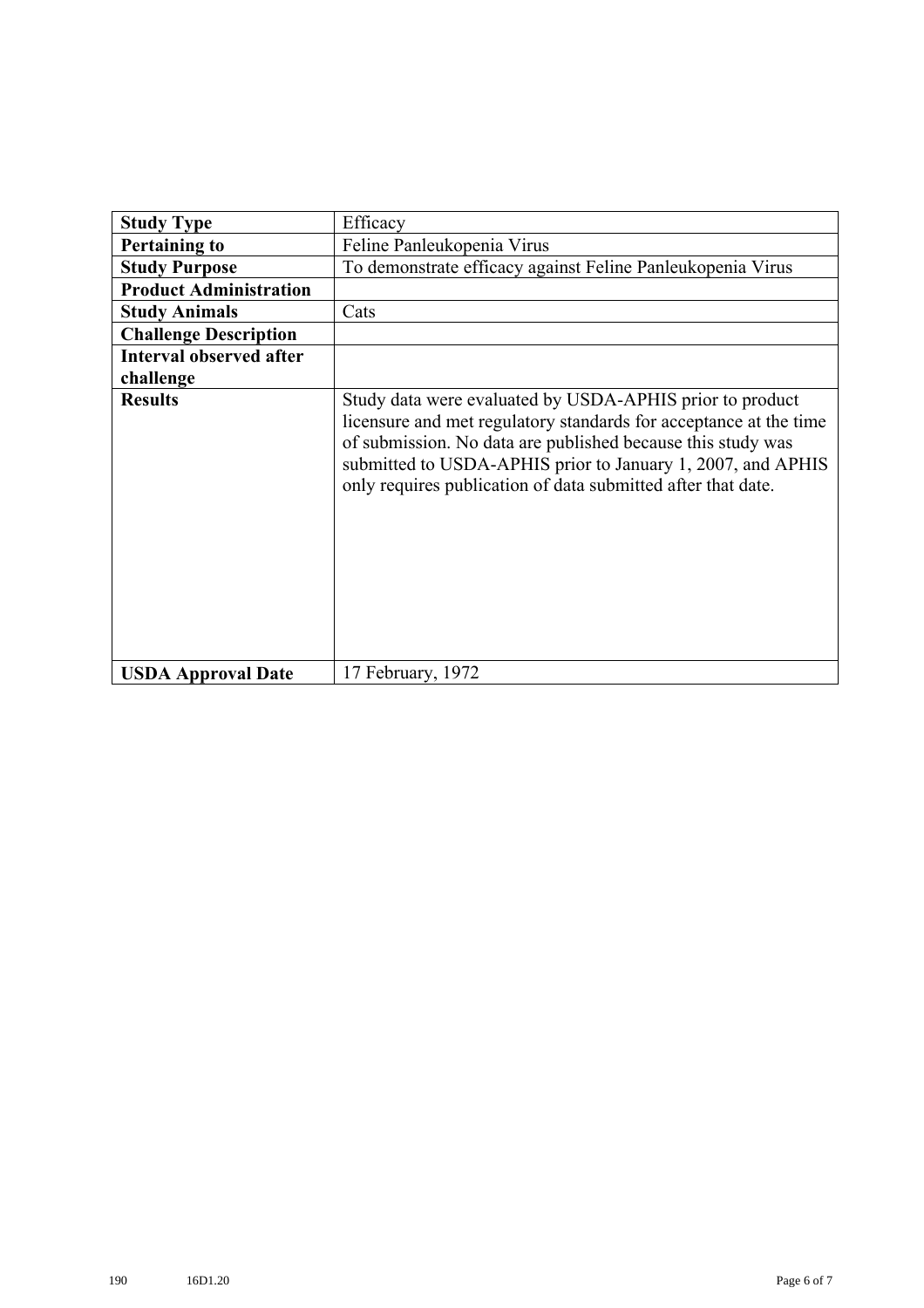| **Study Type** | Efficacy |
| --- | --- |
| **Pertaining to** | Feline Panleukopenia Virus |
| **Study Purpose** | To demonstrate efficacy against Feline Panleukopenia Virus |
| **Product Administration** | |
| **Study Animals** | Cats |
| **Challenge Description** | |
| **Interval observed after challenge** | |
| **Results** | Study data were evaluated by USDA-APHIS prior to product licensure and met regulatory standards for acceptance at the time of submission. No data are published because this study was submitted to USDA-APHIS prior to January 1, 2007, and APHIS only requires publication of data submitted after that date. |
| **USDA Approval Date** | 17 February, 1972 |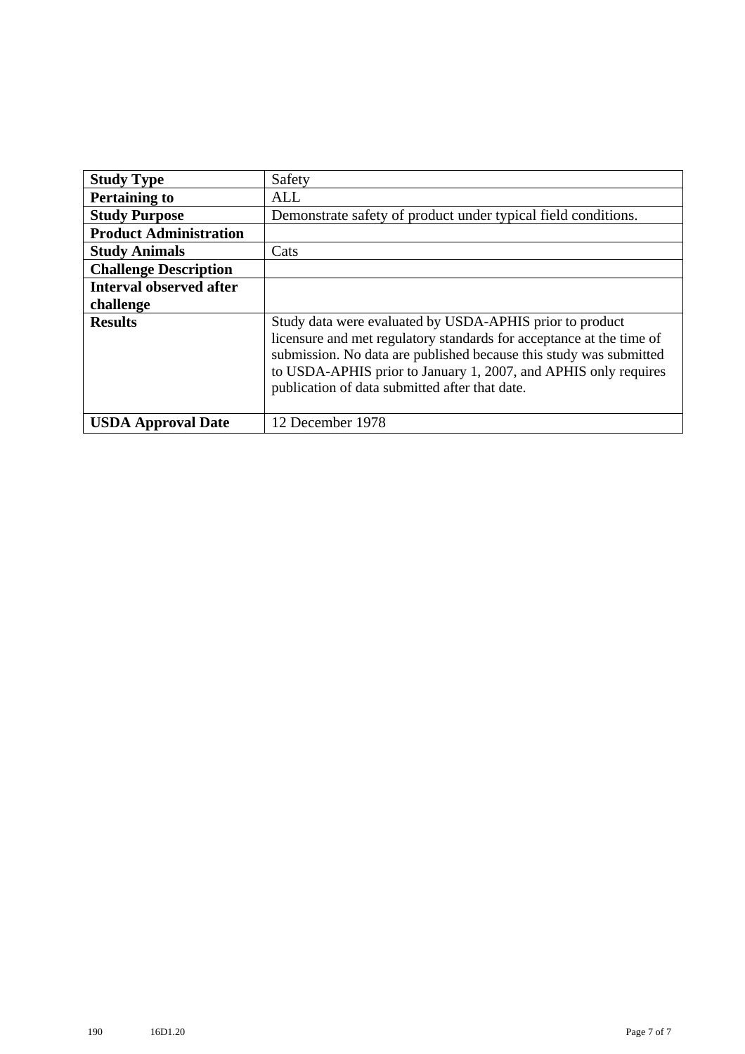| | |
|---|---|
| **Study Type** | Safety |
| **Pertaining to** | ALL |
| **Study Purpose** | Demonstrate safety of product under typical field conditions. |
| **Product Administration** | |
| **Study Animals** | Cats |
| **Challenge Description** | |
| **Interval observed after challenge** | |
| **Results** | Study data were evaluated by USDA-APHIS prior to product licensure and met regulatory standards for acceptance at the time of submission. No data are published because this study was submitted to USDA-APHIS prior to January 1, 2007, and APHIS only requires publication of data submitted after that date. |
| **USDA Approval Date** | 12 December 1978 |